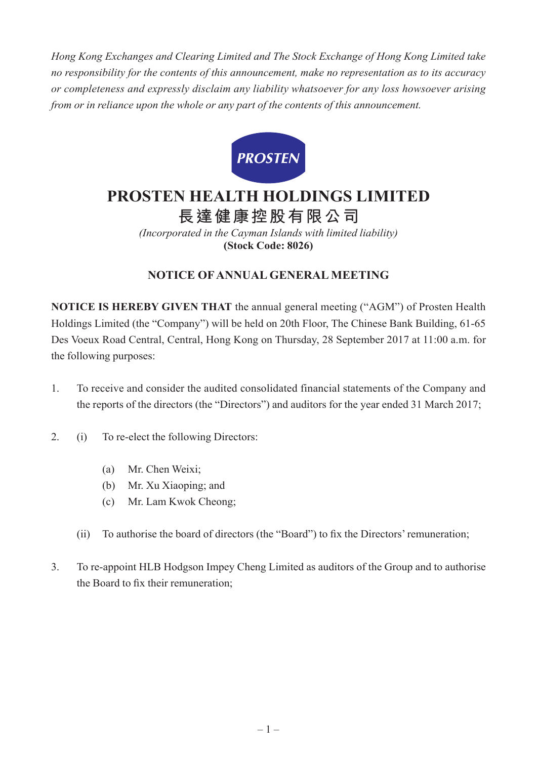*Hong Kong Exchanges and Clearing Limited and The Stock Exchange of Hong Kong Limited take no responsibility for the contents of this announcement, make no representation as to its accuracy or completeness and expressly disclaim any liability whatsoever for any loss howsoever arising from or in reliance upon the whole or any part of the contents of this announcement.*

PROSTEN

# PROSTEN HEALTH HOLDINGS LIMITED

# 長達健康控股有限公司

*(Incorporated in the Cayman Islands with limited liability)*

**(Stock Code: 8026)**

## NOTICE OF ANNUAL GENERAL MEETING

**NOTICE IS HEREBY GIVEN THAT** the annual general meeting ("AGM") of Prosten Health Holdings Limited (the "Company") will be held on 20th Floor, The Chinese Bank Building, 61-65 Des Voeux Road Central, Central, Hong Kong on Thursday, 28 September 2017 at 11:00 a.m. for the following purposes:

1. To receive and consider the audited consolidated financial statements of the Company and the reports of the directors (the "Directors") and auditors for the year ended 31 March 2017;

2. (i) To re-elect the following Directors:

   (a) Mr. Chen Weixi;
   (b) Mr. Xu Xiaoping; and
   (c) Mr. Lam Kwok Cheong;

   (ii) To authorise the board of directors (the "Board") to fix the Directors' remuneration;

3. To re-appoint HLB Hodgson Impey Cheng Limited as auditors of the Group and to authorise the Board to fix their remuneration;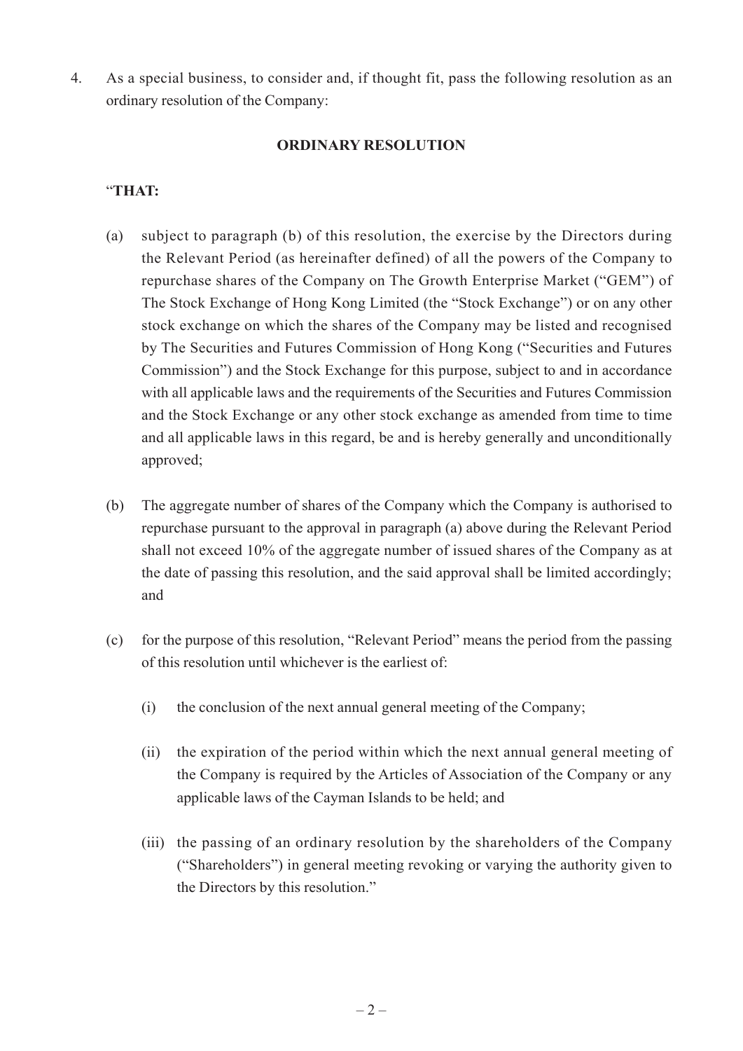4. As a special business, to consider and, if thought fit, pass the following resolution as an ordinary resolution of the Company:

**ORDINARY RESOLUTION**

"**THAT:**

(a) subject to paragraph (b) of this resolution, the exercise by the Directors during the Relevant Period (as hereinafter defined) of all the powers of the Company to repurchase shares of the Company on The Growth Enterprise Market ("GEM") of The Stock Exchange of Hong Kong Limited (the "Stock Exchange") or on any other stock exchange on which the shares of the Company may be listed and recognised by The Securities and Futures Commission of Hong Kong ("Securities and Futures Commission") and the Stock Exchange for this purpose, subject to and in accordance with all applicable laws and the requirements of the Securities and Futures Commission and the Stock Exchange or any other stock exchange as amended from time to time and all applicable laws in this regard, be and is hereby generally and unconditionally approved;

(b) The aggregate number of shares of the Company which the Company is authorised to repurchase pursuant to the approval in paragraph (a) above during the Relevant Period shall not exceed 10% of the aggregate number of issued shares of the Company as at the date of passing this resolution, and the said approval shall be limited accordingly; and

(c) for the purpose of this resolution, "Relevant Period" means the period from the passing of this resolution until whichever is the earliest of:

   (i) the conclusion of the next annual general meeting of the Company;

   (ii) the expiration of the period within which the next annual general meeting of the Company is required by the Articles of Association of the Company or any applicable laws of the Cayman Islands to be held; and

   (iii) the passing of an ordinary resolution by the shareholders of the Company ("Shareholders") in general meeting revoking or varying the authority given to the Directors by this resolution."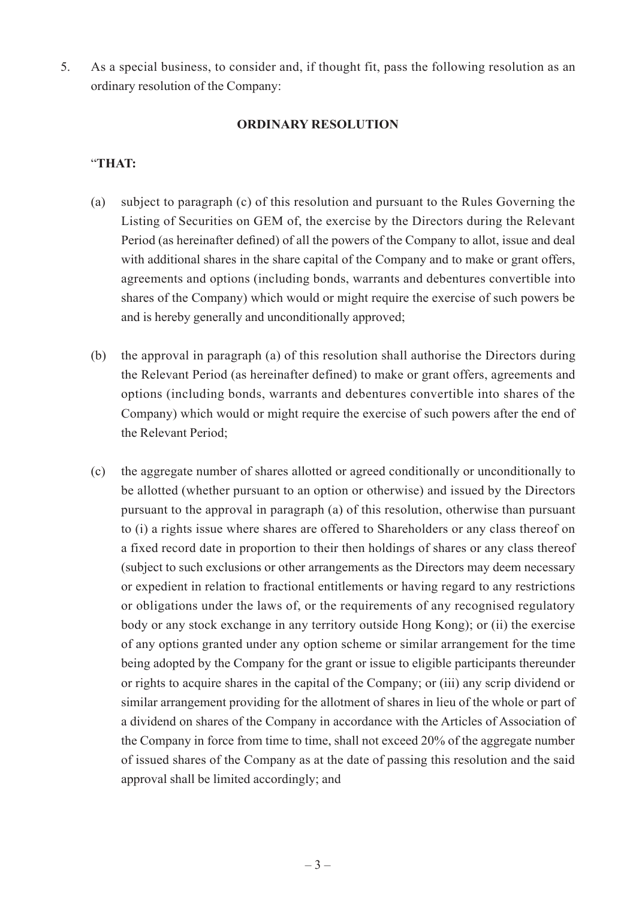5. As a special business, to consider and, if thought fit, pass the following resolution as an ordinary resolution of the Company:

**ORDINARY RESOLUTION**

"**THAT:**

(a) subject to paragraph (c) of this resolution and pursuant to the Rules Governing the Listing of Securities on GEM of, the exercise by the Directors during the Relevant Period (as hereinafter defined) of all the powers of the Company to allot, issue and deal with additional shares in the share capital of the Company and to make or grant offers, agreements and options (including bonds, warrants and debentures convertible into shares of the Company) which would or might require the exercise of such powers be and is hereby generally and unconditionally approved;

(b) the approval in paragraph (a) of this resolution shall authorise the Directors during the Relevant Period (as hereinafter defined) to make or grant offers, agreements and options (including bonds, warrants and debentures convertible into shares of the Company) which would or might require the exercise of such powers after the end of the Relevant Period;

(c) the aggregate number of shares allotted or agreed conditionally or unconditionally to be allotted (whether pursuant to an option or otherwise) and issued by the Directors pursuant to the approval in paragraph (a) of this resolution, otherwise than pursuant to (i) a rights issue where shares are offered to Shareholders or any class thereof on a fixed record date in proportion to their then holdings of shares or any class thereof (subject to such exclusions or other arrangements as the Directors may deem necessary or expedient in relation to fractional entitlements or having regard to any restrictions or obligations under the laws of, or the requirements of any recognised regulatory body or any stock exchange in any territory outside Hong Kong); or (ii) the exercise of any options granted under any option scheme or similar arrangement for the time being adopted by the Company for the grant or issue to eligible participants thereunder or rights to acquire shares in the capital of the Company; or (iii) any scrip dividend or similar arrangement providing for the allotment of shares in lieu of the whole or part of a dividend on shares of the Company in accordance with the Articles of Association of the Company in force from time to time, shall not exceed 20% of the aggregate number of issued shares of the Company as at the date of passing this resolution and the said approval shall be limited accordingly; and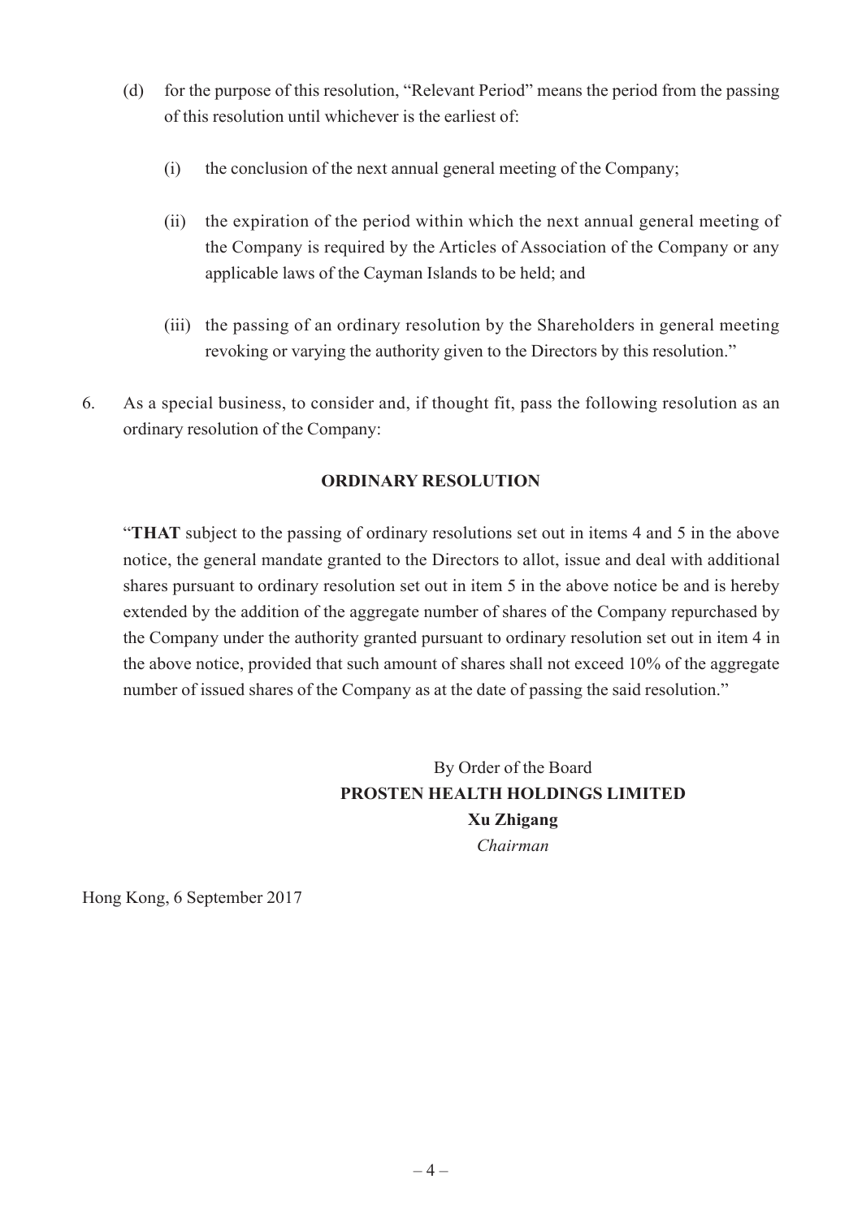(d) for the purpose of this resolution, "Relevant Period" means the period from the passing of this resolution until whichever is the earliest of:

  (i) the conclusion of the next annual general meeting of the Company;

  (ii) the expiration of the period within which the next annual general meeting of the Company is required by the Articles of Association of the Company or any applicable laws of the Cayman Islands to be held; and

  (iii) the passing of an ordinary resolution by the Shareholders in general meeting revoking or varying the authority given to the Directors by this resolution."

6. As a special business, to consider and, if thought fit, pass the following resolution as an ordinary resolution of the Company:

**ORDINARY RESOLUTION**

"**THAT** subject to the passing of ordinary resolutions set out in items 4 and 5 in the above notice, the general mandate granted to the Directors to allot, issue and deal with additional shares pursuant to ordinary resolution set out in item 5 in the above notice be and is hereby extended by the addition of the aggregate number of shares of the Company repurchased by the Company under the authority granted pursuant to ordinary resolution set out in item 4 in the above notice, provided that such amount of shares shall not exceed 10% of the aggregate number of issued shares of the Company as at the date of passing the said resolution."

By Order of the Board
**PROSTEN HEALTH HOLDINGS LIMITED**
**Xu Zhigang**
*Chairman*

Hong Kong, 6 September 2017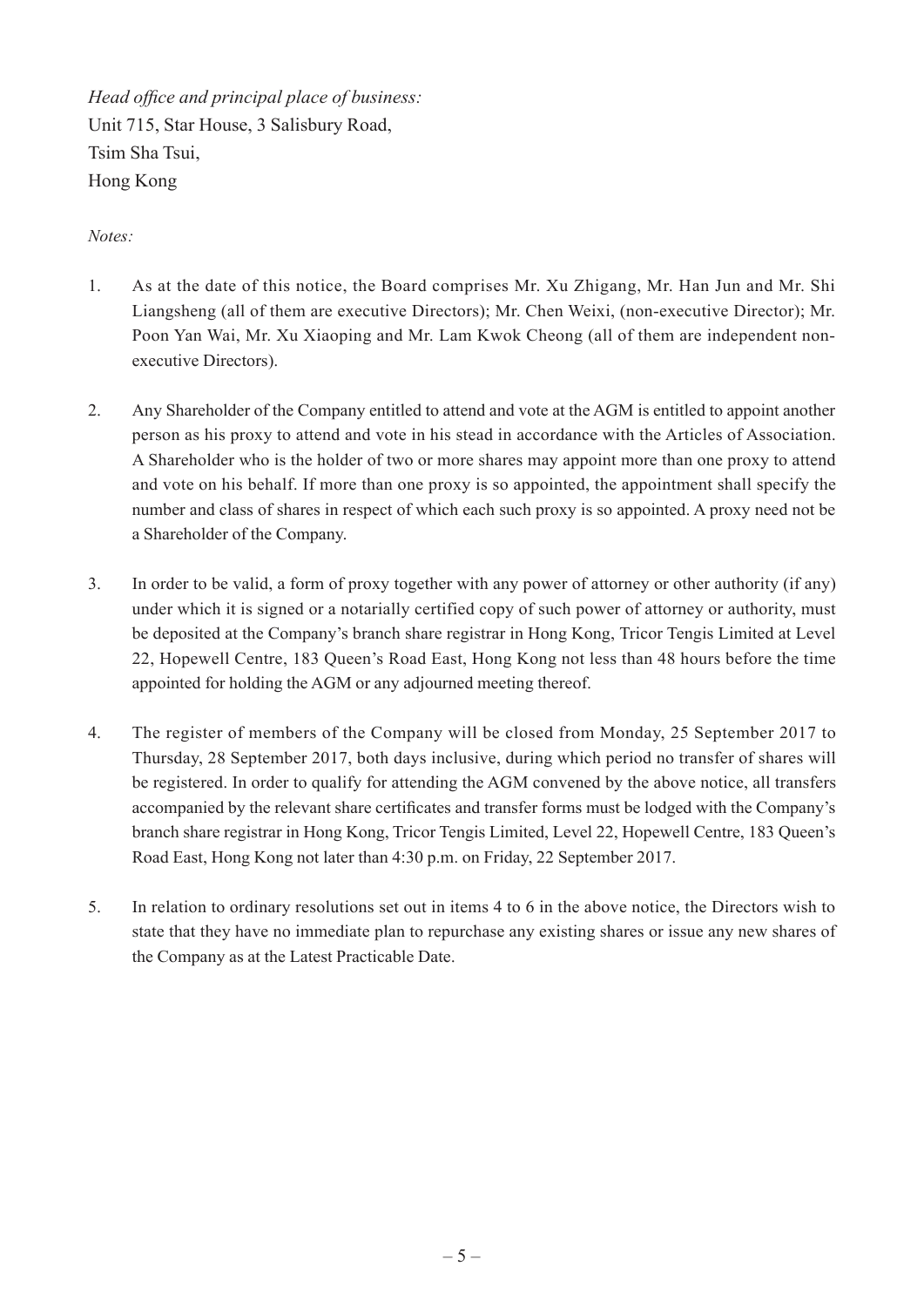*Head office and principal place of business:*
Unit 715, Star House, 3 Salisbury Road,
Tsim Sha Tsui,
Hong Kong

*Notes:*

1. As at the date of this notice, the Board comprises Mr. Xu Zhigang, Mr. Han Jun and Mr. Shi Liangsheng (all of them are executive Directors); Mr. Chen Weixi, (non-executive Director); Mr. Poon Yan Wai, Mr. Xu Xiaoping and Mr. Lam Kwok Cheong (all of them are independent non-executive Directors).

2. Any Shareholder of the Company entitled to attend and vote at the AGM is entitled to appoint another person as his proxy to attend and vote in his stead in accordance with the Articles of Association. A Shareholder who is the holder of two or more shares may appoint more than one proxy to attend and vote on his behalf. If more than one proxy is so appointed, the appointment shall specify the number and class of shares in respect of which each such proxy is so appointed. A proxy need not be a Shareholder of the Company.

3. In order to be valid, a form of proxy together with any power of attorney or other authority (if any) under which it is signed or a notarially certified copy of such power of attorney or authority, must be deposited at the Company's branch share registrar in Hong Kong, Tricor Tengis Limited at Level 22, Hopewell Centre, 183 Queen's Road East, Hong Kong not less than 48 hours before the time appointed for holding the AGM or any adjourned meeting thereof.

4. The register of members of the Company will be closed from Monday, 25 September 2017 to Thursday, 28 September 2017, both days inclusive, during which period no transfer of shares will be registered. In order to qualify for attending the AGM convened by the above notice, all transfers accompanied by the relevant share certificates and transfer forms must be lodged with the Company's branch share registrar in Hong Kong, Tricor Tengis Limited, Level 22, Hopewell Centre, 183 Queen's Road East, Hong Kong not later than 4:30 p.m. on Friday, 22 September 2017.

5. In relation to ordinary resolutions set out in items 4 to 6 in the above notice, the Directors wish to state that they have no immediate plan to repurchase any existing shares or issue any new shares of the Company as at the Latest Practicable Date.